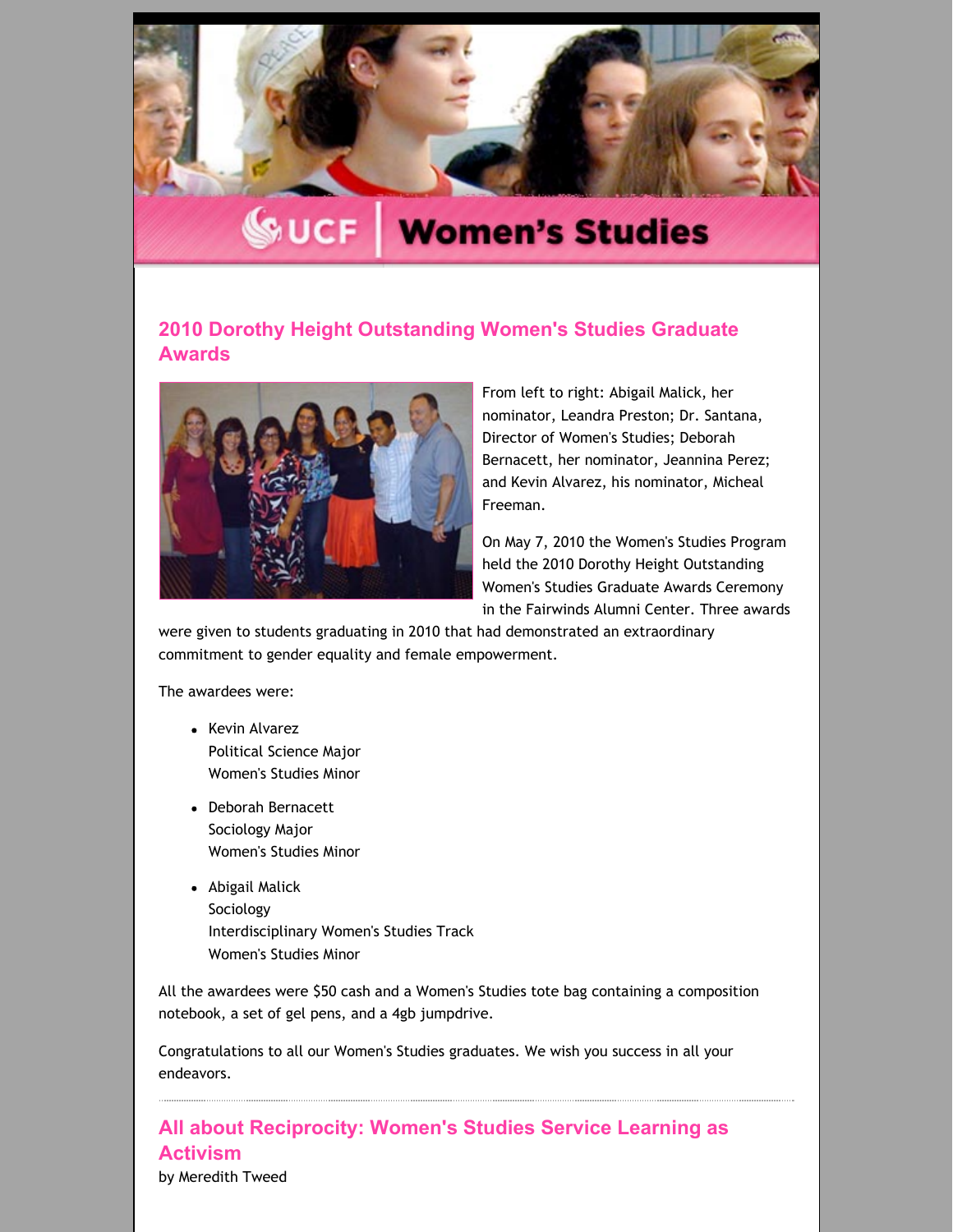# UCF Women's Studies

## 2010 Dorothy Height Outstanding Women's Studies Graduate Awards

From left to right: Abigail Malick, her nominator, Leandra Preston; Dr. Santana, Director of Women's Studies; Deborah Bernacett, her nominator, Jeannina Perez; and Kevin Alvarez, his nominator, Micheal Freeman.

On May 7, 2010 the Women's Studies Program held the 2010 Dorothy Height Outstanding Women's Studies Graduate Awards Ceremony in the Fairwinds Alumni Center. Three awards were given to students graduating in 2010 that had demonstrated an extraordinary commitment to gender equality and female empowerment.

The awardees were:

- Kevin Alvarez  
  Political Science Major  
  Women's Studies Minor
- Deborah Bernacett  
  Sociology Major  
  Women's Studies Minor
- Abigail Malick  
  Sociology  
  Interdisciplinary Women's Studies Track  
  Women's Studies Minor

All the awardees were $50 cash and a Women's Studies tote bag containing a composition notebook, a set of gel pens, and a 4gb jumpdrive.

Congratulations to all our Women's Studies graduates. We wish you success in all your endeavors.

---

## All about Reciprocity: Women's Studies Service Learning as Activism

by Meredith Tweed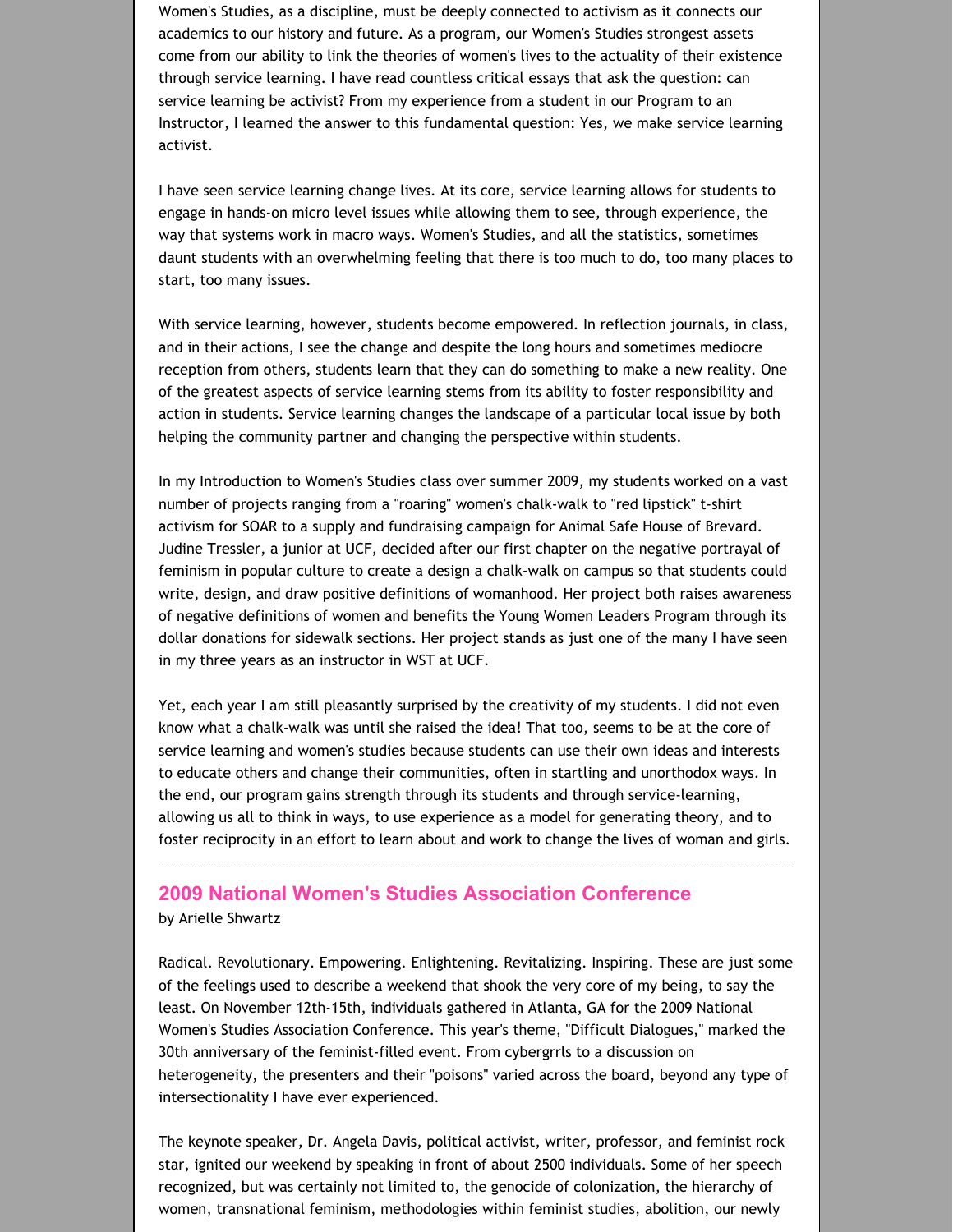Women's Studies, as a discipline, must be deeply connected to activism as it connects our academics to our history and future. As a program, our Women's Studies strongest assets come from our ability to link the theories of women's lives to the actuality of their existence through service learning. I have read countless critical essays that ask the question: can service learning be activist? From my experience from a student in our Program to an Instructor, I learned the answer to this fundamental question: Yes, we make service learning activist.

I have seen service learning change lives. At its core, service learning allows for students to engage in hands-on micro level issues while allowing them to see, through experience, the way that systems work in macro ways. Women's Studies, and all the statistics, sometimes daunt students with an overwhelming feeling that there is too much to do, too many places to start, too many issues.

With service learning, however, students become empowered. In reflection journals, in class, and in their actions, I see the change and despite the long hours and sometimes mediocre reception from others, students learn that they can do something to make a new reality. One of the greatest aspects of service learning stems from its ability to foster responsibility and action in students. Service learning changes the landscape of a particular local issue by both helping the community partner and changing the perspective within students.

In my Introduction to Women's Studies class over summer 2009, my students worked on a vast number of projects ranging from a "roaring" women's chalk-walk to "red lipstick" t-shirt activism for SOAR to a supply and fundraising campaign for Animal Safe House of Brevard. Judine Tressler, a junior at UCF, decided after our first chapter on the negative portrayal of feminism in popular culture to create a design a chalk-walk on campus so that students could write, design, and draw positive definitions of womanhood. Her project both raises awareness of negative definitions of women and benefits the Young Women Leaders Program through its dollar donations for sidewalk sections. Her project stands as just one of the many I have seen in my three years as an instructor in WST at UCF.

Yet, each year I am still pleasantly surprised by the creativity of my students. I did not even know what a chalk-walk was until she raised the idea! That too, seems to be at the core of service learning and women's studies because students can use their own ideas and interests to educate others and change their communities, often in startling and unorthodox ways. In the end, our program gains strength through its students and through service-learning, allowing us all to think in ways, to use experience as a model for generating theory, and to foster reciprocity in an effort to learn about and work to change the lives of woman and girls.

---

## 2009 National Women's Studies Association Conference

by Arielle Shwartz

Radical. Revolutionary. Empowering. Enlightening. Revitalizing. Inspiring. These are just some of the feelings used to describe a weekend that shook the very core of my being, to say the least. On November 12th-15th, individuals gathered in Atlanta, GA for the 2009 National Women's Studies Association Conference. This year's theme, "Difficult Dialogues," marked the 30th anniversary of the feminist-filled event. From cybergrrls to a discussion on heterogeneity, the presenters and their "poisons" varied across the board, beyond any type of intersectionality I have ever experienced.

The keynote speaker, Dr. Angela Davis, political activist, writer, professor, and feminist rock star, ignited our weekend by speaking in front of about 2500 individuals. Some of her speech recognized, but was certainly not limited to, the genocide of colonization, the hierarchy of women, transnational feminism, methodologies within feminist studies, abolition, our newly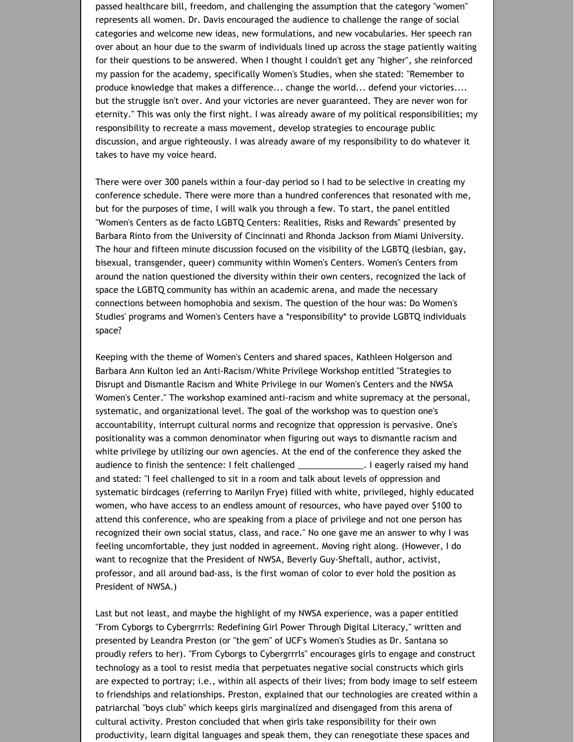passed healthcare bill, freedom, and challenging the assumption that the category "women" represents all women. Dr. Davis encouraged the audience to challenge the range of social categories and welcome new ideas, new formulations, and new vocabularies. Her speech ran over about an hour due to the swarm of individuals lined up across the stage patiently waiting for their questions to be answered. When I thought I couldn't get any "higher", she reinforced my passion for the academy, specifically Women's Studies, when she stated: "Remember to produce knowledge that makes a difference... change the world... defend your victories.... but the struggle isn't over. And your victories are never guaranteed. They are never won for eternity." This was only the first night. I was already aware of my political responsibilities; my responsibility to recreate a mass movement, develop strategies to encourage public discussion, and argue righteously. I was already aware of my responsibility to do whatever it takes to have my voice heard.

There were over 300 panels within a four-day period so I had to be selective in creating my conference schedule. There were more than a hundred conferences that resonated with me, but for the purposes of time, I will walk you through a few. To start, the panel entitled "Women's Centers as de facto LGBTQ Centers: Realities, Risks and Rewards" presented by Barbara Rinto from the University of Cincinnati and Rhonda Jackson from Miami University. The hour and fifteen minute discussion focused on the visibility of the LGBTQ (lesbian, gay, bisexual, transgender, queer) community within Women's Centers. Women's Centers from around the nation questioned the diversity within their own centers, recognized the lack of space the LGBTQ community has within an academic arena, and made the necessary connections between homophobia and sexism. The question of the hour was: Do Women's Studies' programs and Women's Centers have a *responsibility* to provide LGBTQ individuals space?

Keeping with the theme of Women's Centers and shared spaces, Kathleen Holgerson and Barbara Ann Kulton led an Anti-Racism/White Privilege Workshop entitled "Strategies to Disrupt and Dismantle Racism and White Privilege in our Women's Centers and the NWSA Women's Center." The workshop examined anti-racism and white supremacy at the personal, systematic, and organizational level. The goal of the workshop was to question one's accountability, interrupt cultural norms and recognize that oppression is pervasive. One's positionality was a common denominator when figuring out ways to dismantle racism and white privilege by utilizing our own agencies. At the end of the conference they asked the audience to finish the sentence: I felt challenged ______________. I eagerly raised my hand and stated: "I feel challenged to sit in a room and talk about levels of oppression and systematic birdcages (referring to Marilyn Frye) filled with white, privileged, highly educated women, who have access to an endless amount of resources, who have payed over $100 to attend this conference, who are speaking from a place of privilege and not one person has recognized their own social status, class, and race." No one gave me an answer to why I was feeling uncomfortable, they just nodded in agreement. Moving right along. (However, I do want to recognize that the President of NWSA, Beverly Guy-Sheftall, author, activist, professor, and all around bad-ass, is the first woman of color to ever hold the position as President of NWSA.)

Last but not least, and maybe the highlight of my NWSA experience, was a paper entitled "From Cyborgs to Cybergrrrls: Redefining Girl Power Through Digital Literacy," written and presented by Leandra Preston (or "the gem" of UCF's Women's Studies as Dr. Santana so proudly refers to her). "From Cyborgs to Cybergrrrls" encourages girls to engage and construct technology as a tool to resist media that perpetuates negative social constructs which girls are expected to portray; i.e., within all aspects of their lives; from body image to self esteem to friendships and relationships. Preston, explained that our technologies are created within a patriarchal "boys club" which keeps girls marginalized and disengaged from this arena of cultural activity. Preston concluded that when girls take responsibility for their own productivity, learn digital languages and speak them, they can renegotiate these spaces and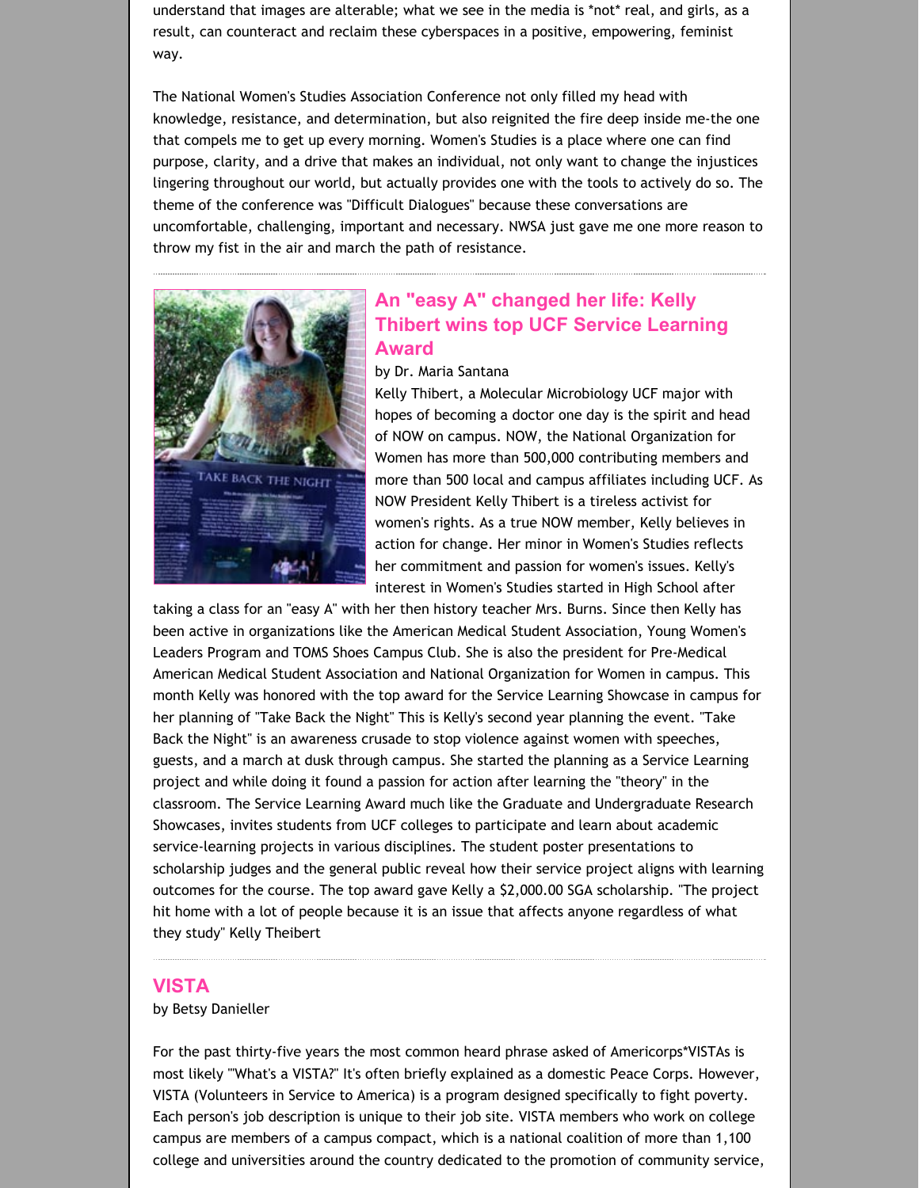understand that images are alterable; what we see in the media is *not* real, and girls, as a result, can counteract and reclaim these cyberspaces in a positive, empowering, feminist way.

The National Women's Studies Association Conference not only filled my head with knowledge, resistance, and determination, but also reignited the fire deep inside me-the one that compels me to get up every morning. Women's Studies is a place where one can find purpose, clarity, and a drive that makes an individual, not only want to change the injustices lingering throughout our world, but actually provides one with the tools to actively do so. The theme of the conference was "Difficult Dialogues" because these conversations are uncomfortable, challenging, important and necessary. NWSA just gave me one more reason to throw my fist in the air and march the path of resistance.

## An "easy A" changed her life: Kelly Thibert wins top UCF Service Learning Award

by Dr. Maria Santana

Kelly Thibert, a Molecular Microbiology UCF major with hopes of becoming a doctor one day is the spirit and head of NOW on campus. NOW, the National Organization for Women has more than 500,000 contributing members and more than 500 local and campus affiliates including UCF. As NOW President Kelly Thibert is a tireless activist for women's rights. As a true NOW member, Kelly believes in action for change. Her minor in Women's Studies reflects her commitment and passion for women's issues. Kelly's interest in Women's Studies started in High School after taking a class for an "easy A" with her then history teacher Mrs. Burns. Since then Kelly has been active in organizations like the American Medical Student Association, Young Women's Leaders Program and TOMS Shoes Campus Club. She is also the president for Pre-Medical American Medical Student Association and National Organization for Women in campus. This month Kelly was honored with the top award for the Service Learning Showcase in campus for her planning of "Take Back the Night" This is Kelly's second year planning the event. "Take Back the Night" is an awareness crusade to stop violence against women with speeches, guests, and a march at dusk through campus. She started the planning as a Service Learning project and while doing it found a passion for action after learning the "theory" in the classroom. The Service Learning Award much like the Graduate and Undergraduate Research Showcases, invites students from UCF colleges to participate and learn about academic service-learning projects in various disciplines. The student poster presentations to scholarship judges and the general public reveal how their service project aligns with learning outcomes for the course. The top award gave Kelly a $2,000.00 SGA scholarship. "The project hit home with a lot of people because it is an issue that affects anyone regardless of what they study" Kelly Theibert

## VISTA

by Betsy Danieller

For the past thirty-five years the most common heard phrase asked of Americorps*VISTAs is most likely "'What's a VISTA?" It's often briefly explained as a domestic Peace Corps. However, VISTA (Volunteers in Service to America) is a program designed specifically to fight poverty. Each person's job description is unique to their job site. VISTA members who work on college campus are members of a campus compact, which is a national coalition of more than 1,100 college and universities around the country dedicated to the promotion of community service,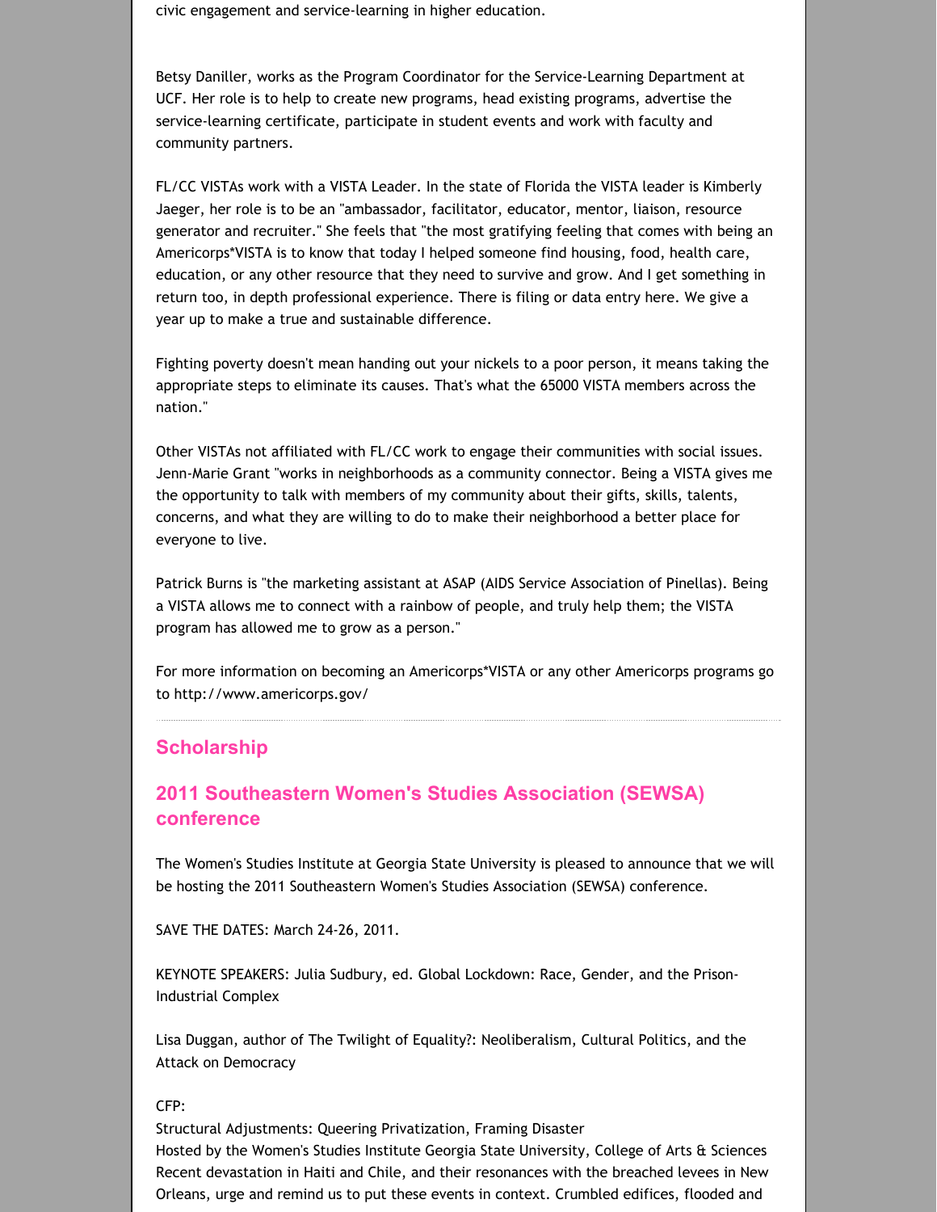civic engagement and service-learning in higher education.

Betsy Daniller, works as the Program Coordinator for the Service-Learning Department at UCF. Her role is to help to create new programs, head existing programs, advertise the service-learning certificate, participate in student events and work with faculty and community partners.

FL/CC VISTAs work with a VISTA Leader. In the state of Florida the VISTA leader is Kimberly Jaeger, her role is to be an "ambassador, facilitator, educator, mentor, liaison, resource generator and recruiter." She feels that "the most gratifying feeling that comes with being an Americorps*VISTA is to know that today I helped someone find housing, food, health care, education, or any other resource that they need to survive and grow. And I get something in return too, in depth professional experience. There is filing or data entry here. We give a year up to make a true and sustainable difference.

Fighting poverty doesn't mean handing out your nickels to a poor person, it means taking the appropriate steps to eliminate its causes. That's what the 65000 VISTA members across the nation."

Other VISTAs not affiliated with FL/CC work to engage their communities with social issues. Jenn-Marie Grant "works in neighborhoods as a community connector. Being a VISTA gives me the opportunity to talk with members of my community about their gifts, skills, talents, concerns, and what they are willing to do to make their neighborhood a better place for everyone to live.

Patrick Burns is "the marketing assistant at ASAP (AIDS Service Association of Pinellas). Being a VISTA allows me to connect with a rainbow of people, and truly help them; the VISTA program has allowed me to grow as a person."

For more information on becoming an Americorps*VISTA or any other Americorps programs go to http://www.americorps.gov/

---

## Scholarship

## 2011 Southeastern Women's Studies Association (SEWSA) conference

The Women's Studies Institute at Georgia State University is pleased to announce that we will be hosting the 2011 Southeastern Women's Studies Association (SEWSA) conference.

SAVE THE DATES: March 24-26, 2011.

KEYNOTE SPEAKERS: Julia Sudbury, ed. Global Lockdown: Race, Gender, and the Prison-Industrial Complex

Lisa Duggan, author of The Twilight of Equality?: Neoliberalism, Cultural Politics, and the Attack on Democracy

CFP:
Structural Adjustments: Queering Privatization, Framing Disaster
Hosted by the Women's Studies Institute Georgia State University, College of Arts & Sciences
Recent devastation in Haiti and Chile, and their resonances with the breached levees in New Orleans, urge and remind us to put these events in context. Crumbled edifices, flooded and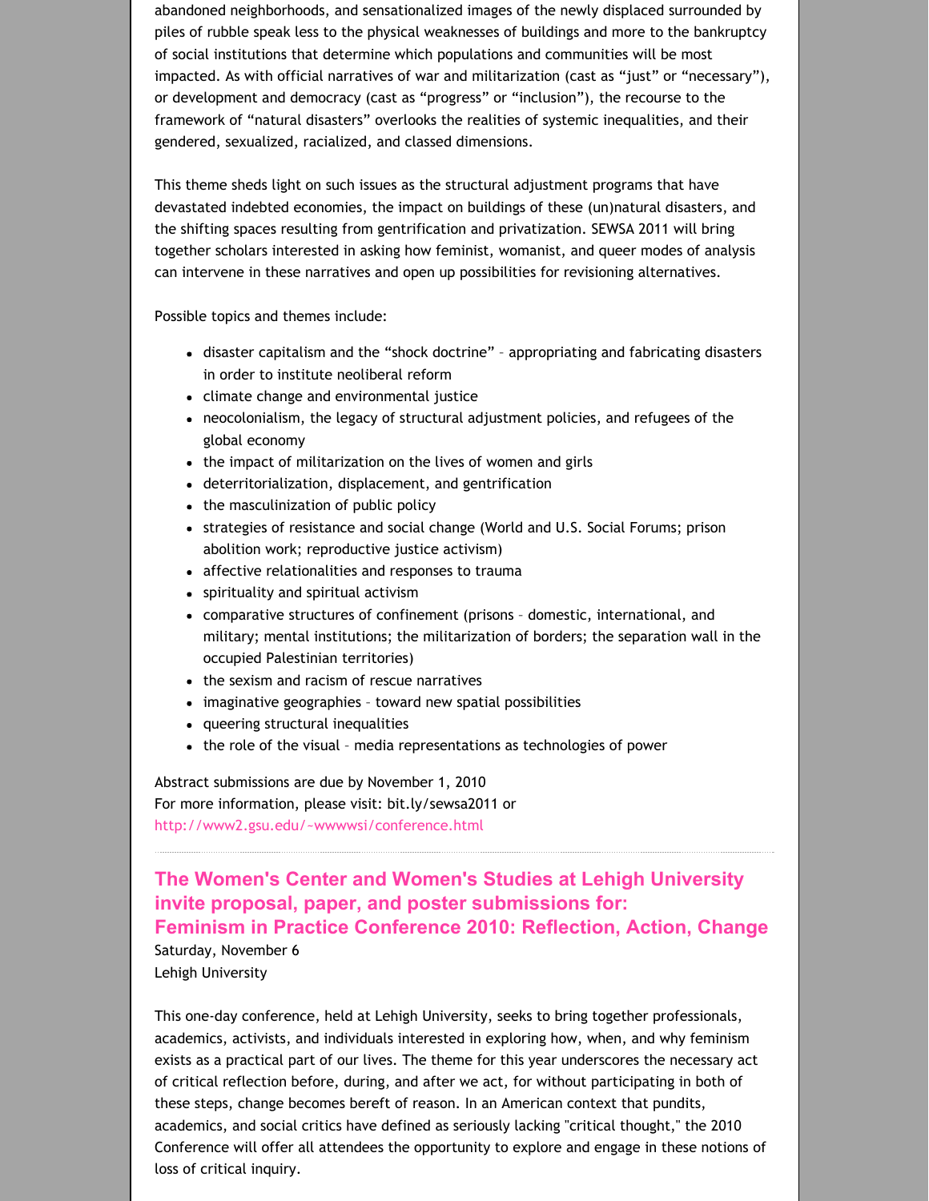abandoned neighborhoods, and sensationalized images of the newly displaced surrounded by piles of rubble speak less to the physical weaknesses of buildings and more to the bankruptcy of social institutions that determine which populations and communities will be most impacted. As with official narratives of war and militarization (cast as "just" or "necessary"), or development and democracy (cast as "progress" or "inclusion"), the recourse to the framework of "natural disasters" overlooks the realities of systemic inequalities, and their gendered, sexualized, racialized, and classed dimensions.

This theme sheds light on such issues as the structural adjustment programs that have devastated indebted economies, the impact on buildings of these (un)natural disasters, and the shifting spaces resulting from gentrification and privatization. SEWSA 2011 will bring together scholars interested in asking how feminist, womanist, and queer modes of analysis can intervene in these narratives and open up possibilities for revisioning alternatives.

Possible topics and themes include:

- disaster capitalism and the "shock doctrine" – appropriating and fabricating disasters in order to institute neoliberal reform
- climate change and environmental justice
- neocolonialism, the legacy of structural adjustment policies, and refugees of the global economy
- the impact of militarization on the lives of women and girls
- deterritorialization, displacement, and gentrification
- the masculinization of public policy
- strategies of resistance and social change (World and U.S. Social Forums; prison abolition work; reproductive justice activism)
- affective relationalities and responses to trauma
- spirituality and spiritual activism
- comparative structures of confinement (prisons – domestic, international, and military; mental institutions; the militarization of borders; the separation wall in the occupied Palestinian territories)
- the sexism and racism of rescue narratives
- imaginative geographies – toward new spatial possibilities
- queering structural inequalities
- the role of the visual – media representations as technologies of power

Abstract submissions are due by November 1, 2010
For more information, please visit: bit.ly/sewsa2011 or
http://www2.gsu.edu/~wwwwsi/conference.html

---

## The Women's Center and Women's Studies at Lehigh University invite proposal, paper, and poster submissions for: Feminism in Practice Conference 2010: Reflection, Action, Change

Saturday, November 6
Lehigh University

This one-day conference, held at Lehigh University, seeks to bring together professionals, academics, activists, and individuals interested in exploring how, when, and why feminism exists as a practical part of our lives. The theme for this year underscores the necessary act of critical reflection before, during, and after we act, for without participating in both of these steps, change becomes bereft of reason. In an American context that pundits, academics, and social critics have defined as seriously lacking "critical thought," the 2010 Conference will offer all attendees the opportunity to explore and engage in these notions of loss of critical inquiry.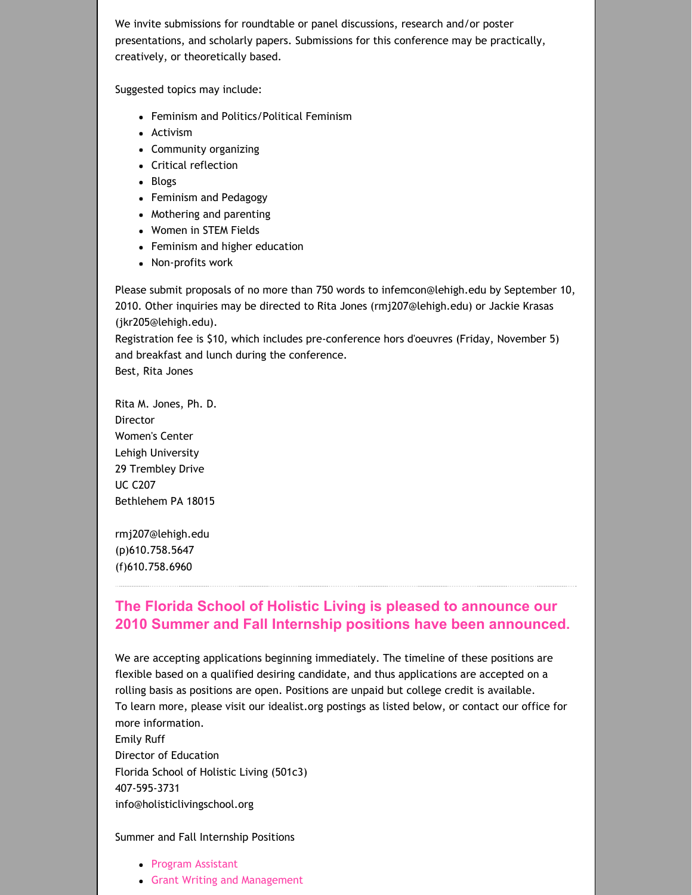We invite submissions for roundtable or panel discussions, research and/or poster presentations, and scholarly papers. Submissions for this conference may be practically, creatively, or theoretically based.

Suggested topics may include:

- Feminism and Politics/Political Feminism
- Activism
- Community organizing
- Critical reflection
- Blogs
- Feminism and Pedagogy
- Mothering and parenting
- Women in STEM Fields
- Feminism and higher education
- Non-profits work

Please submit proposals of no more than 750 words to infemcon@lehigh.edu by September 10, 2010. Other inquiries may be directed to Rita Jones (rmj207@lehigh.edu) or Jackie Krasas (jkr205@lehigh.edu).
Registration fee is $10, which includes pre-conference hors d'oeuvres (Friday, November 5) and breakfast and lunch during the conference.
Best, Rita Jones

Rita M. Jones, Ph. D.
Director
Women's Center
Lehigh University
29 Trembley Drive
UC C207
Bethlehem PA 18015

rmj207@lehigh.edu
(p)610.758.5647
(f)610.758.6960

---

## The Florida School of Holistic Living is pleased to announce our 2010 Summer and Fall Internship positions have been announced.

We are accepting applications beginning immediately. The timeline of these positions are flexible based on a qualified desiring candidate, and thus applications are accepted on a rolling basis as positions are open. Positions are unpaid but college credit is available.
To learn more, please visit our idealist.org postings as listed below, or contact our office for more information.
Emily Ruff
Director of Education
Florida School of Holistic Living (501c3)
407-595-3731
info@holisticlivingschool.org

Summer and Fall Internship Positions

- Program Assistant
- Grant Writing and Management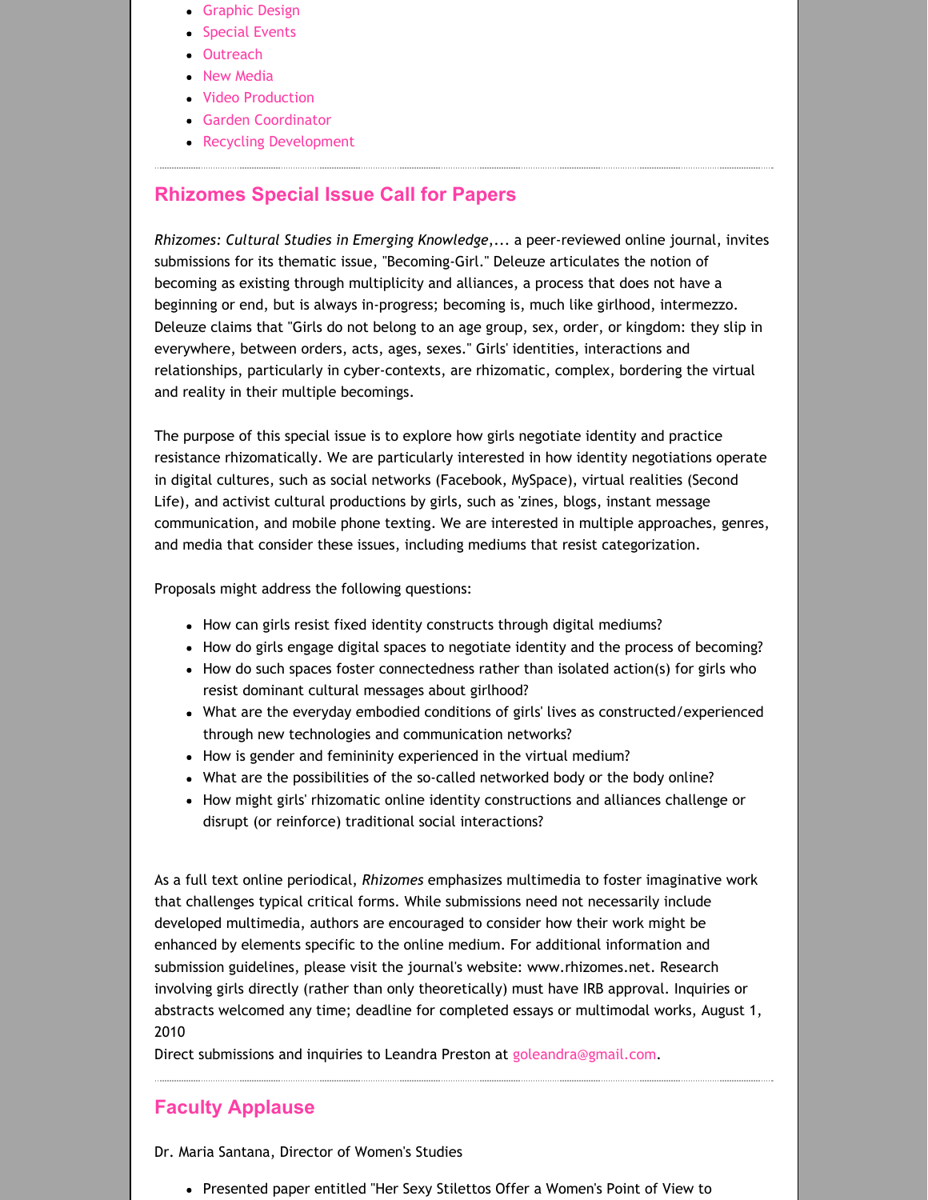- Graphic Design
- Special Events
- Outreach
- New Media
- Video Production
- Garden Coordinator
- Recycling Development

## Rhizomes Special Issue Call for Papers

*Rhizomes: Cultural Studies in Emerging Knowledge*,... a peer-reviewed online journal, invites submissions for its thematic issue, "Becoming-Girl." Deleuze articulates the notion of becoming as existing through multiplicity and alliances, a process that does not have a beginning or end, but is always in-progress; becoming is, much like girlhood, intermezzo. Deleuze claims that "Girls do not belong to an age group, sex, order, or kingdom: they slip in everywhere, between orders, acts, ages, sexes." Girls' identities, interactions and relationships, particularly in cyber-contexts, are rhizomatic, complex, bordering the virtual and reality in their multiple becomings.

The purpose of this special issue is to explore how girls negotiate identity and practice resistance rhizomatically. We are particularly interested in how identity negotiations operate in digital cultures, such as social networks (Facebook, MySpace), virtual realities (Second Life), and activist cultural productions by girls, such as 'zines, blogs, instant message communication, and mobile phone texting. We are interested in multiple approaches, genres, and media that consider these issues, including mediums that resist categorization.

Proposals might address the following questions:

- How can girls resist fixed identity constructs through digital mediums?
- How do girls engage digital spaces to negotiate identity and the process of becoming?
- How do such spaces foster connectedness rather than isolated action(s) for girls who resist dominant cultural messages about girlhood?
- What are the everyday embodied conditions of girls' lives as constructed/experienced through new technologies and communication networks?
- How is gender and femininity experienced in the virtual medium?
- What are the possibilities of the so-called networked body or the body online?
- How might girls' rhizomatic online identity constructions and alliances challenge or disrupt (or reinforce) traditional social interactions?

As a full text online periodical, *Rhizomes* emphasizes multimedia to foster imaginative work that challenges typical critical forms. While submissions need not necessarily include developed multimedia, authors are encouraged to consider how their work might be enhanced by elements specific to the online medium. For additional information and submission guidelines, please visit the journal's website: www.rhizomes.net. Research involving girls directly (rather than only theoretically) must have IRB approval. Inquiries or abstracts welcomed any time; deadline for completed essays or multimodal works, August 1, 2010
Direct submissions and inquiries to Leandra Preston at goleandra@gmail.com.

## Faculty Applause

Dr. Maria Santana, Director of Women's Studies

- Presented paper entitled "Her Sexy Stilettos Offer a Women's Point of View to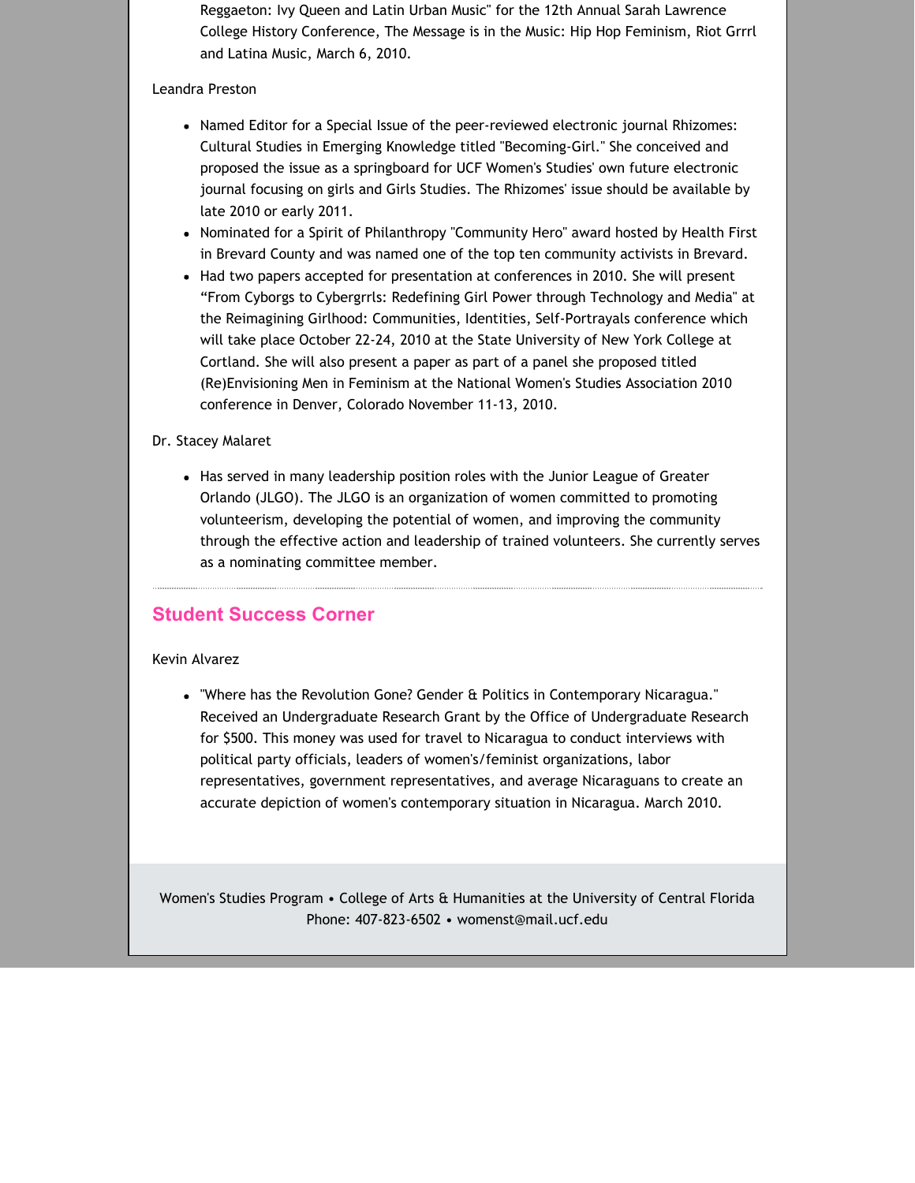Reggaeton: Ivy Queen and Latin Urban Music" for the 12th Annual Sarah Lawrence College History Conference, The Message is in the Music: Hip Hop Feminism, Riot Grrrl and Latina Music, March 6, 2010.

Leandra Preston

- Named Editor for a Special Issue of the peer-reviewed electronic journal Rhizomes: Cultural Studies in Emerging Knowledge titled "Becoming-Girl." She conceived and proposed the issue as a springboard for UCF Women's Studies' own future electronic journal focusing on girls and Girls Studies. The Rhizomes' issue should be available by late 2010 or early 2011.
- Nominated for a Spirit of Philanthropy "Community Hero" award hosted by Health First in Brevard County and was named one of the top ten community activists in Brevard.
- Had two papers accepted for presentation at conferences in 2010. She will present "From Cyborgs to Cybergrrls: Redefining Girl Power through Technology and Media" at the Reimagining Girlhood: Communities, Identities, Self-Portrayals conference which will take place October 22-24, 2010 at the State University of New York College at Cortland. She will also present a paper as part of a panel she proposed titled (Re)Envisioning Men in Feminism at the National Women's Studies Association 2010 conference in Denver, Colorado November 11-13, 2010.

Dr. Stacey Malaret

- Has served in many leadership position roles with the Junior League of Greater Orlando (JLGO). The JLGO is an organization of women committed to promoting volunteerism, developing the potential of women, and improving the community through the effective action and leadership of trained volunteers. She currently serves as a nominating committee member.

## Student Success Corner

Kevin Alvarez

- "Where has the Revolution Gone? Gender & Politics in Contemporary Nicaragua." Received an Undergraduate Research Grant by the Office of Undergraduate Research for $500. This money was used for travel to Nicaragua to conduct interviews with political party officials, leaders of women's/feminist organizations, labor representatives, government representatives, and average Nicaraguans to create an accurate depiction of women's contemporary situation in Nicaragua. March 2010.

Women's Studies Program • College of Arts & Humanities at the University of Central Florida
Phone: 407-823-6502 • womenst@mail.ucf.edu